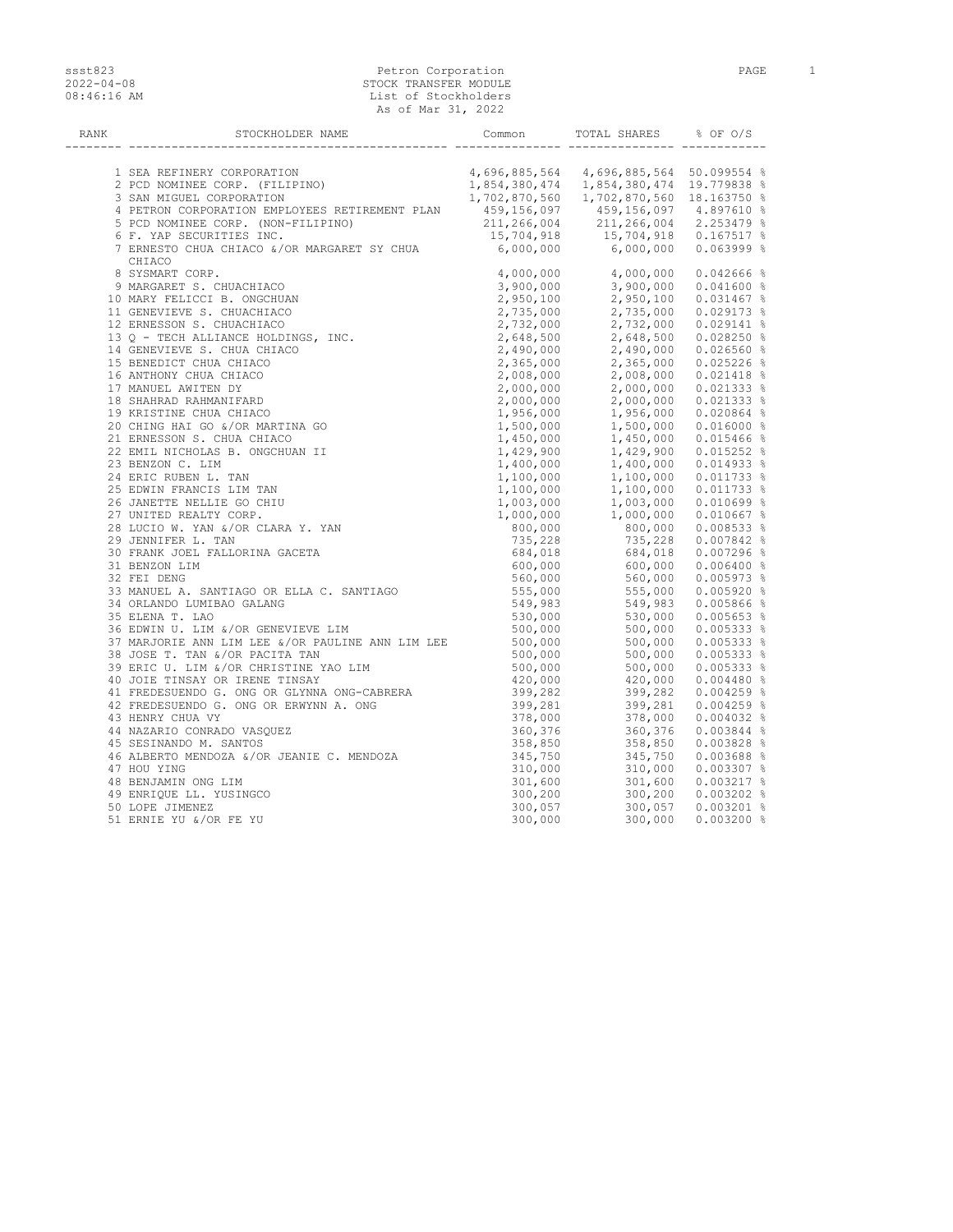Petron Corporation
STOCK TRANSFER MODULE
List of Stockholders
As of Mar 31, 2022

| RANK | STOCKHOLDER NAME | Common | TOTAL SHARES | % OF O/S |
|---|---|---|---|---|
| 1 | SEA REFINERY CORPORATION | 4,696,885,564 | 4,696,885,564 | 50.099554 % |
| 2 | PCD NOMINEE CORP. (FILIPINO) | 1,854,380,474 | 1,854,380,474 | 19.779838 % |
| 3 | SAN MIGUEL CORPORATION | 1,702,870,560 | 1,702,870,560 | 18.163750 % |
| 4 | PETRON CORPORATION EMPLOYEES RETIREMENT PLAN | 459,156,097 | 459,156,097 | 4.897610 % |
| 5 | PCD NOMINEE CORP. (NON-FILIPINO) | 211,266,004 | 211,266,004 | 2.253479 % |
| 6 | F. YAP SECURITIES INC. | 15,704,918 | 15,704,918 | 0.167517 % |
| 7 | ERNESTO CHUA CHIACO &/OR MARGARET SY CHUA CHIACO | 6,000,000 | 6,000,000 | 0.063999 % |
| 8 | SYSMART CORP. | 4,000,000 | 4,000,000 | 0.042666 % |
| 9 | MARGARET S. CHUACHIACO | 3,900,000 | 3,900,000 | 0.041600 % |
| 10 | MARY FELICCI B. ONGCHUAN | 2,950,100 | 2,950,100 | 0.031467 % |
| 11 | GENEVIEVE S. CHUACHIACO | 2,735,000 | 2,735,000 | 0.029173 % |
| 12 | ERNESSON S. CHUACHIACO | 2,732,000 | 2,732,000 | 0.029141 % |
| 13 | Q - TECH ALLIANCE HOLDINGS, INC. | 2,648,500 | 2,648,500 | 0.028250 % |
| 14 | GENEVIEVE S. CHUA CHIACO | 2,490,000 | 2,490,000 | 0.026560 % |
| 15 | BENEDICT CHUA CHIACO | 2,365,000 | 2,365,000 | 0.025226 % |
| 16 | ANTHONY CHUA CHIACO | 2,008,000 | 2,008,000 | 0.021418 % |
| 17 | MANUEL AWITEN DY | 2,000,000 | 2,000,000 | 0.021333 % |
| 18 | SHAHRAD RAHMANIFARD | 2,000,000 | 2,000,000 | 0.021333 % |
| 19 | KRISTINE CHUA CHIACO | 1,956,000 | 1,956,000 | 0.020864 % |
| 20 | CHING HAI GO &/OR MARTINA GO | 1,500,000 | 1,500,000 | 0.016000 % |
| 21 | ERNESSON S. CHUA CHIACO | 1,450,000 | 1,450,000 | 0.015466 % |
| 22 | EMIL NICHOLAS B. ONGCHUAN II | 1,429,900 | 1,429,900 | 0.015252 % |
| 23 | BENZON C. LIM | 1,400,000 | 1,400,000 | 0.014933 % |
| 24 | ERIC RUBEN L. TAN | 1,100,000 | 1,100,000 | 0.011733 % |
| 25 | EDWIN FRANCIS LIM TAN | 1,100,000 | 1,100,000 | 0.011733 % |
| 26 | JANETTE NELLIE GO CHIU | 1,003,000 | 1,003,000 | 0.010699 % |
| 27 | UNITED REALTY CORP. | 1,000,000 | 1,000,000 | 0.010667 % |
| 28 | LUCIO W. YAN &/OR CLARA Y. YAN | 800,000 | 800,000 | 0.008533 % |
| 29 | JENNIFER L. TAN | 735,228 | 735,228 | 0.007842 % |
| 30 | FRANK JOEL FALLORINA GACETA | 684,018 | 684,018 | 0.007296 % |
| 31 | BENZON LIM | 600,000 | 600,000 | 0.006400 % |
| 32 | FEI DENG | 560,000 | 560,000 | 0.005973 % |
| 33 | MANUEL A. SANTIAGO OR ELLA C. SANTIAGO | 555,000 | 555,000 | 0.005920 % |
| 34 | ORLANDO LUMIBAO GALANG | 549,983 | 549,983 | 0.005866 % |
| 35 | ELENA T. LAO | 530,000 | 530,000 | 0.005653 % |
| 36 | EDWIN U. LIM &/OR GENEVIEVE LIM | 500,000 | 500,000 | 0.005333 % |
| 37 | MARJORIE ANN LIM LEE &/OR PAULINE ANN LIM LEE | 500,000 | 500,000 | 0.005333 % |
| 38 | JOSE T. TAN &/OR PACITA TAN | 500,000 | 500,000 | 0.005333 % |
| 39 | ERIC U. LIM &/OR CHRISTINE YAO LIM | 500,000 | 500,000 | 0.005333 % |
| 40 | JOIE TINSAY OR IRENE TINSAY | 420,000 | 420,000 | 0.004480 % |
| 41 | FREDESUENDO G. ONG OR GLYNNA ONG-CABRERA | 399,282 | 399,282 | 0.004259 % |
| 42 | FREDESUENDO G. ONG OR ERWYNN A. ONG | 399,281 | 399,281 | 0.004259 % |
| 43 | HENRY CHUA VY | 378,000 | 378,000 | 0.004032 % |
| 44 | NAZARIO CONRADO VASQUEZ | 360,376 | 360,376 | 0.003844 % |
| 45 | SESINANDO M. SANTOS | 358,850 | 358,850 | 0.003828 % |
| 46 | ALBERTO MENDOZA &/OR JEANIE C. MENDOZA | 345,750 | 345,750 | 0.003688 % |
| 47 | HOU YING | 310,000 | 310,000 | 0.003307 % |
| 48 | BENJAMIN ONG LIM | 301,600 | 301,600 | 0.003217 % |
| 49 | ENRIQUE LL. YUSINGCO | 300,200 | 300,200 | 0.003202 % |
| 50 | LOPE JIMENEZ | 300,057 | 300,057 | 0.003201 % |
| 51 | ERNIE YU &/OR FE YU | 300,000 | 300,000 | 0.003200 % |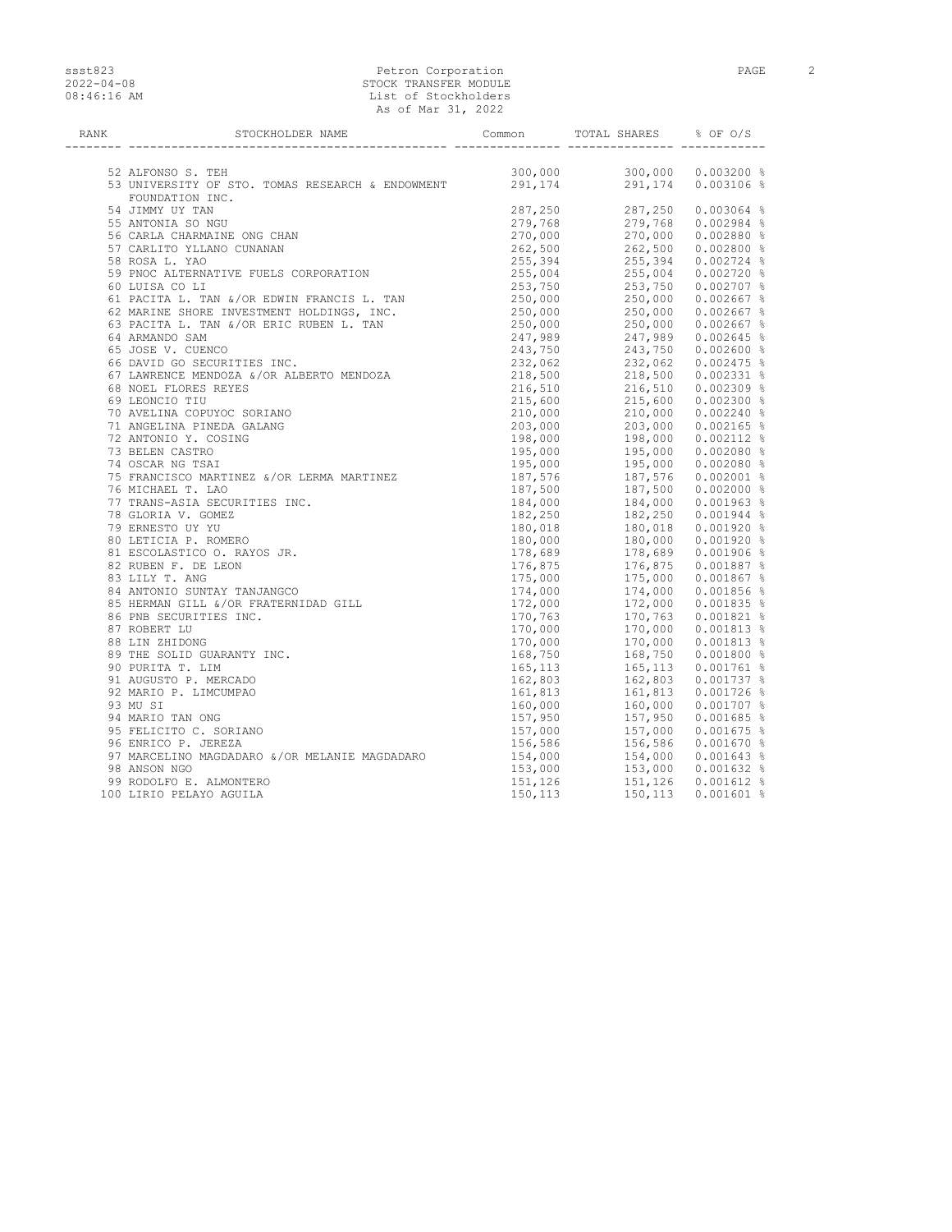| RANK | STOCKHOLDER NAME | Common | TOTAL SHARES | % OF O/S |
|---|---|---|---|---|
| 52 | ALFONSO S. TEH | 300,000 | 300,000 | 0.003200 % |
| 53 | UNIVERSITY OF STO. TOMAS RESEARCH & ENDOWMENT FOUNDATION INC. | 291,174 | 291,174 | 0.003106 % |
| 54 | JIMMY UY TAN | 287,250 | 287,250 | 0.003064 % |
| 55 | ANTONIA SO NGU | 279,768 | 279,768 | 0.002984 % |
| 56 | CARLA CHARMAINE ONG CHAN | 270,000 | 270,000 | 0.002880 % |
| 57 | CARLITO YLLANO CUNANAN | 262,500 | 262,500 | 0.002800 % |
| 58 | ROSA L. YAO | 255,394 | 255,394 | 0.002724 % |
| 59 | PNOC ALTERNATIVE FUELS CORPORATION | 255,004 | 255,004 | 0.002720 % |
| 60 | LUISA CO LI | 253,750 | 253,750 | 0.002707 % |
| 61 | PACITA L. TAN &/OR EDWIN FRANCIS L. TAN | 250,000 | 250,000 | 0.002667 % |
| 62 | MARINE SHORE INVESTMENT HOLDINGS, INC. | 250,000 | 250,000 | 0.002667 % |
| 63 | PACITA L. TAN &/OR ERIC RUBEN L. TAN | 250,000 | 250,000 | 0.002667 % |
| 64 | ARMANDO SAM | 247,989 | 247,989 | 0.002645 % |
| 65 | JOSE V. CUENCO | 243,750 | 243,750 | 0.002600 % |
| 66 | DAVID GO SECURITIES INC. | 232,062 | 232,062 | 0.002475 % |
| 67 | LAWRENCE MENDOZA &/OR ALBERTO MENDOZA | 218,500 | 218,500 | 0.002331 % |
| 68 | NOEL FLORES REYES | 216,510 | 216,510 | 0.002309 % |
| 69 | LEONCIO TIU | 215,600 | 215,600 | 0.002300 % |
| 70 | AVELINA COPUYOC SORIANO | 210,000 | 210,000 | 0.002240 % |
| 71 | ANGELINA PINEDA GALANG | 203,000 | 203,000 | 0.002165 % |
| 72 | ANTONIO Y. COSING | 198,000 | 198,000 | 0.002112 % |
| 73 | BELEN CASTRO | 195,000 | 195,000 | 0.002080 % |
| 74 | OSCAR NG TSAI | 195,000 | 195,000 | 0.002080 % |
| 75 | FRANCISCO MARTINEZ &/OR LERMA MARTINEZ | 187,576 | 187,576 | 0.002001 % |
| 76 | MICHAEL T. LAO | 187,500 | 187,500 | 0.002000 % |
| 77 | TRANS-ASIA SECURITIES INC. | 184,000 | 184,000 | 0.001963 % |
| 78 | GLORIA V. GOMEZ | 182,250 | 182,250 | 0.001944 % |
| 79 | ERNESTO UY YU | 180,018 | 180,018 | 0.001920 % |
| 80 | LETICIA P. ROMERO | 180,000 | 180,000 | 0.001920 % |
| 81 | ESCOLASTICO O. RAYOS JR. | 178,689 | 178,689 | 0.001906 % |
| 82 | RUBEN F. DE LEON | 176,875 | 176,875 | 0.001887 % |
| 83 | LILY T. ANG | 175,000 | 175,000 | 0.001867 % |
| 84 | ANTONIO SUNTAY TANJANGCO | 174,000 | 174,000 | 0.001856 % |
| 85 | HERMAN GILL &/OR FRATERNIDAD GILL | 172,000 | 172,000 | 0.001835 % |
| 86 | PNB SECURITIES INC. | 170,763 | 170,763 | 0.001821 % |
| 87 | ROBERT LU | 170,000 | 170,000 | 0.001813 % |
| 88 | LIN ZHIDONG | 170,000 | 170,000 | 0.001813 % |
| 89 | THE SOLID GUARANTY INC. | 168,750 | 168,750 | 0.001800 % |
| 90 | PURITA T. LIM | 165,113 | 165,113 | 0.001761 % |
| 91 | AUGUSTO P. MERCADO | 162,803 | 162,803 | 0.001737 % |
| 92 | MARIO P. LIMCUMPAO | 161,813 | 161,813 | 0.001726 % |
| 93 | MU SI | 160,000 | 160,000 | 0.001707 % |
| 94 | MARIO TAN ONG | 157,950 | 157,950 | 0.001685 % |
| 95 | FELICITO C. SORIANO | 157,000 | 157,000 | 0.001675 % |
| 96 | ENRICO P. JEREZA | 156,586 | 156,586 | 0.001670 % |
| 97 | MARCELINO MAGDADARO &/OR MELANIE MAGDADARO | 154,000 | 154,000 | 0.001643 % |
| 98 | ANSON NGO | 153,000 | 153,000 | 0.001632 % |
| 99 | RODOLFO E. ALMONTERO | 151,126 | 151,126 | 0.001612 % |
| 100 | LIRIO PELAYO AGUILA | 150,113 | 150,113 | 0.001601 % |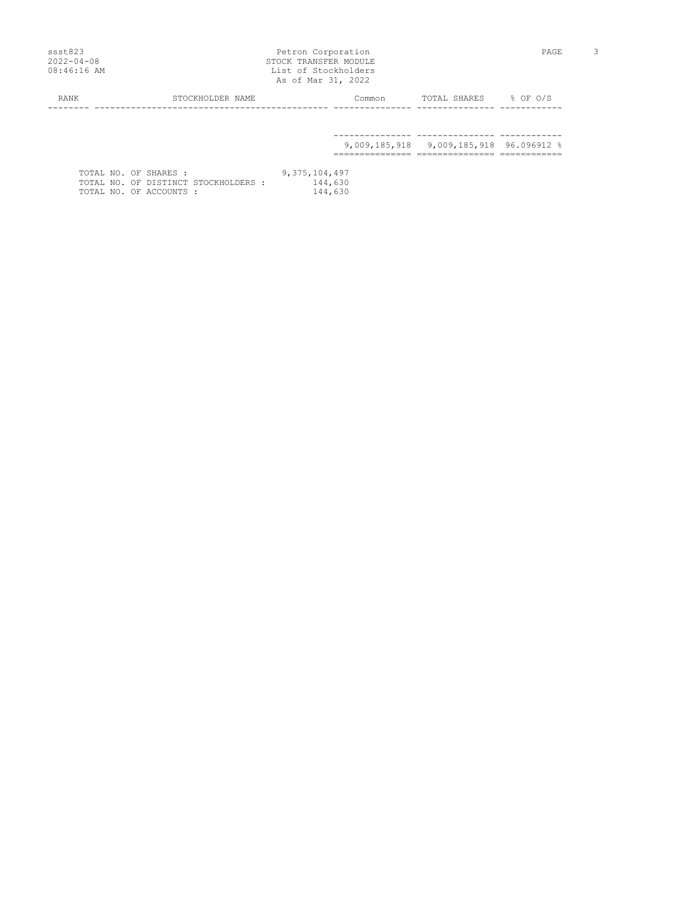| RANK | STOCKHOLDER NAME | Common | TOTAL SHARES | % OF O/S |
|---|---|---|---|---|
| | | 9,009,185,918 | 9,009,185,918 | 96.096912 % |

TOTAL NO. OF SHARES : 9,375,104,497

TOTAL NO. OF DISTINCT STOCKHOLDERS : 144,630

TOTAL NO. OF ACCOUNTS : 144,630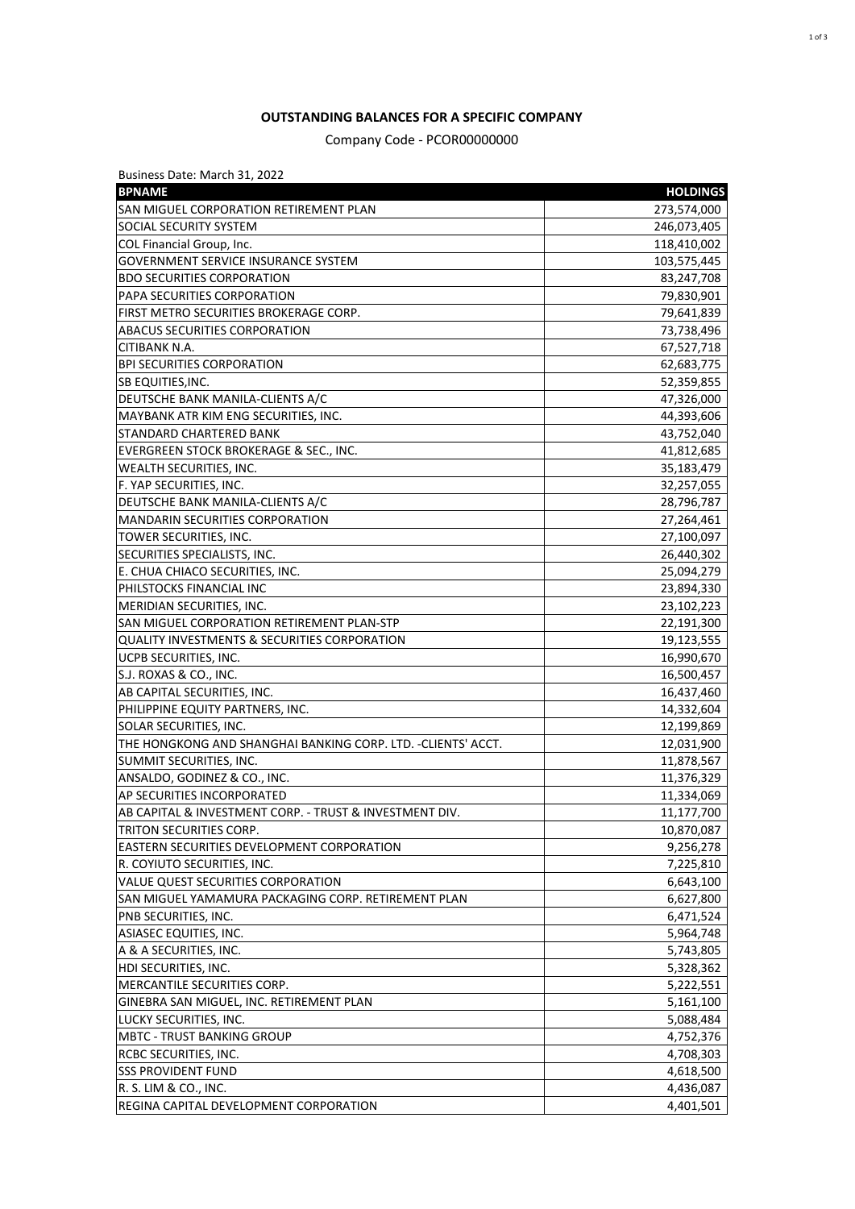**OUTSTANDING BALANCES FOR A SPECIFIC COMPANY**

Company Code - PCOR00000000

Business Date: March 31, 2022

| BPNAME | HOLDINGS |
|---|---|
| SAN MIGUEL CORPORATION RETIREMENT PLAN | 273,574,000 |
| SOCIAL SECURITY SYSTEM | 246,073,405 |
| COL Financial Group, Inc. | 118,410,002 |
| GOVERNMENT SERVICE INSURANCE SYSTEM | 103,575,445 |
| BDO SECURITIES CORPORATION | 83,247,708 |
| PAPA SECURITIES CORPORATION | 79,830,901 |
| FIRST METRO SECURITIES BROKERAGE CORP. | 79,641,839 |
| ABACUS SECURITIES CORPORATION | 73,738,496 |
| CITIBANK N.A. | 67,527,718 |
| BPI SECURITIES CORPORATION | 62,683,775 |
| SB EQUITIES,INC. | 52,359,855 |
| DEUTSCHE BANK MANILA-CLIENTS A/C | 47,326,000 |
| MAYBANK ATR KIM ENG SECURITIES, INC. | 44,393,606 |
| STANDARD CHARTERED BANK | 43,752,040 |
| EVERGREEN STOCK BROKERAGE & SEC., INC. | 41,812,685 |
| WEALTH SECURITIES, INC. | 35,183,479 |
| F. YAP SECURITIES, INC. | 32,257,055 |
| DEUTSCHE BANK MANILA-CLIENTS A/C | 28,796,787 |
| MANDARIN SECURITIES CORPORATION | 27,264,461 |
| TOWER SECURITIES, INC. | 27,100,097 |
| SECURITIES SPECIALISTS, INC. | 26,440,302 |
| E. CHUA CHIACO SECURITIES, INC. | 25,094,279 |
| PHILSTOCKS FINANCIAL INC | 23,894,330 |
| MERIDIAN SECURITIES, INC. | 23,102,223 |
| SAN MIGUEL CORPORATION RETIREMENT PLAN-STP | 22,191,300 |
| QUALITY INVESTMENTS & SECURITIES CORPORATION | 19,123,555 |
| UCPB SECURITIES, INC. | 16,990,670 |
| S.J. ROXAS & CO., INC. | 16,500,457 |
| AB CAPITAL SECURITIES, INC. | 16,437,460 |
| PHILIPPINE EQUITY PARTNERS, INC. | 14,332,604 |
| SOLAR SECURITIES, INC. | 12,199,869 |
| THE HONGKONG AND SHANGHAI BANKING CORP. LTD. -CLIENTS' ACCT. | 12,031,900 |
| SUMMIT SECURITIES, INC. | 11,878,567 |
| ANSALDO, GODINEZ & CO., INC. | 11,376,329 |
| AP SECURITIES INCORPORATED | 11,334,069 |
| AB CAPITAL & INVESTMENT CORP. - TRUST & INVESTMENT DIV. | 11,177,700 |
| TRITON SECURITIES CORP. | 10,870,087 |
| EASTERN SECURITIES DEVELOPMENT CORPORATION | 9,256,278 |
| R. COYIUTO SECURITIES, INC. | 7,225,810 |
| VALUE QUEST SECURITIES CORPORATION | 6,643,100 |
| SAN MIGUEL YAMAMURA PACKAGING CORP. RETIREMENT PLAN | 6,627,800 |
| PNB SECURITIES, INC. | 6,471,524 |
| ASIASEC EQUITIES, INC. | 5,964,748 |
| A & A SECURITIES, INC. | 5,743,805 |
| HDI SECURITIES, INC. | 5,328,362 |
| MERCANTILE SECURITIES CORP. | 5,222,551 |
| GINEBRA SAN MIGUEL, INC. RETIREMENT PLAN | 5,161,100 |
| LUCKY SECURITIES, INC. | 5,088,484 |
| MBTC - TRUST BANKING GROUP | 4,752,376 |
| RCBC SECURITIES, INC. | 4,708,303 |
| SSS PROVIDENT FUND | 4,618,500 |
| R. S. LIM & CO., INC. | 4,436,087 |
| REGINA CAPITAL DEVELOPMENT CORPORATION | 4,401,501 |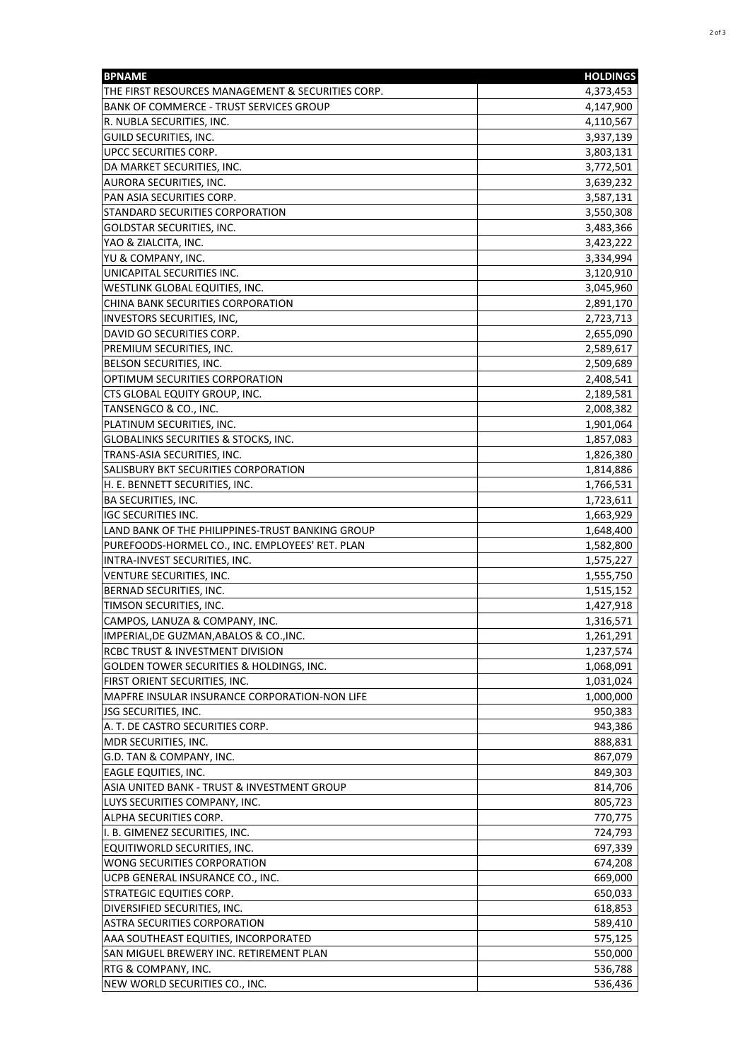| BPNAME | HOLDINGS |
| --- | --- |
| THE FIRST RESOURCES MANAGEMENT & SECURITIES CORP. | 4,373,453 |
| BANK OF COMMERCE - TRUST SERVICES GROUP | 4,147,900 |
| R. NUBLA SECURITIES, INC. | 4,110,567 |
| GUILD SECURITIES, INC. | 3,937,139 |
| UPCC SECURITIES CORP. | 3,803,131 |
| DA MARKET SECURITIES, INC. | 3,772,501 |
| AURORA SECURITIES, INC. | 3,639,232 |
| PAN ASIA SECURITIES CORP. | 3,587,131 |
| STANDARD SECURITIES CORPORATION | 3,550,308 |
| GOLDSTAR SECURITIES, INC. | 3,483,366 |
| YAO & ZIALCITA, INC. | 3,423,222 |
| YU & COMPANY, INC. | 3,334,994 |
| UNICAPITAL SECURITIES INC. | 3,120,910 |
| WESTLINK GLOBAL EQUITIES, INC. | 3,045,960 |
| CHINA BANK SECURITIES CORPORATION | 2,891,170 |
| INVESTORS SECURITIES, INC, | 2,723,713 |
| DAVID GO SECURITIES CORP. | 2,655,090 |
| PREMIUM SECURITIES, INC. | 2,589,617 |
| BELSON SECURITIES, INC. | 2,509,689 |
| OPTIMUM SECURITIES CORPORATION | 2,408,541 |
| CTS GLOBAL EQUITY GROUP, INC. | 2,189,581 |
| TANSENGCO & CO., INC. | 2,008,382 |
| PLATINUM SECURITIES, INC. | 1,901,064 |
| GLOBALINKS SECURITIES & STOCKS, INC. | 1,857,083 |
| TRANS-ASIA SECURITIES, INC. | 1,826,380 |
| SALISBURY BKT SECURITIES CORPORATION | 1,814,886 |
| H. E. BENNETT SECURITIES, INC. | 1,766,531 |
| BA SECURITIES, INC. | 1,723,611 |
| IGC SECURITIES INC. | 1,663,929 |
| LAND BANK OF THE PHILIPPINES-TRUST BANKING GROUP | 1,648,400 |
| PUREFOODS-HORMEL CO., INC. EMPLOYEES' RET. PLAN | 1,582,800 |
| INTRA-INVEST SECURITIES, INC. | 1,575,227 |
| VENTURE SECURITIES, INC. | 1,555,750 |
| BERNAD SECURITIES, INC. | 1,515,152 |
| TIMSON SECURITIES, INC. | 1,427,918 |
| CAMPOS, LANUZA & COMPANY, INC. | 1,316,571 |
| IMPERIAL,DE GUZMAN,ABALOS & CO.,INC. | 1,261,291 |
| RCBC TRUST & INVESTMENT DIVISION | 1,237,574 |
| GOLDEN TOWER SECURITIES & HOLDINGS, INC. | 1,068,091 |
| FIRST ORIENT SECURITIES, INC. | 1,031,024 |
| MAPFRE INSULAR INSURANCE CORPORATION-NON LIFE | 1,000,000 |
| JSG SECURITIES, INC. | 950,383 |
| A. T. DE CASTRO SECURITIES CORP. | 943,386 |
| MDR SECURITIES, INC. | 888,831 |
| G.D. TAN & COMPANY, INC. | 867,079 |
| EAGLE EQUITIES, INC. | 849,303 |
| ASIA UNITED BANK - TRUST & INVESTMENT GROUP | 814,706 |
| LUYS SECURITIES COMPANY, INC. | 805,723 |
| ALPHA SECURITIES CORP. | 770,775 |
| I. B. GIMENEZ SECURITIES, INC. | 724,793 |
| EQUITIWORLD SECURITIES, INC. | 697,339 |
| WONG SECURITIES CORPORATION | 674,208 |
| UCPB GENERAL INSURANCE CO., INC. | 669,000 |
| STRATEGIC EQUITIES CORP. | 650,033 |
| DIVERSIFIED SECURITIES, INC. | 618,853 |
| ASTRA SECURITIES CORPORATION | 589,410 |
| AAA SOUTHEAST EQUITIES, INCORPORATED | 575,125 |
| SAN MIGUEL BREWERY INC. RETIREMENT PLAN | 550,000 |
| RTG & COMPANY, INC. | 536,788 |
| NEW WORLD SECURITIES CO., INC. | 536,436 |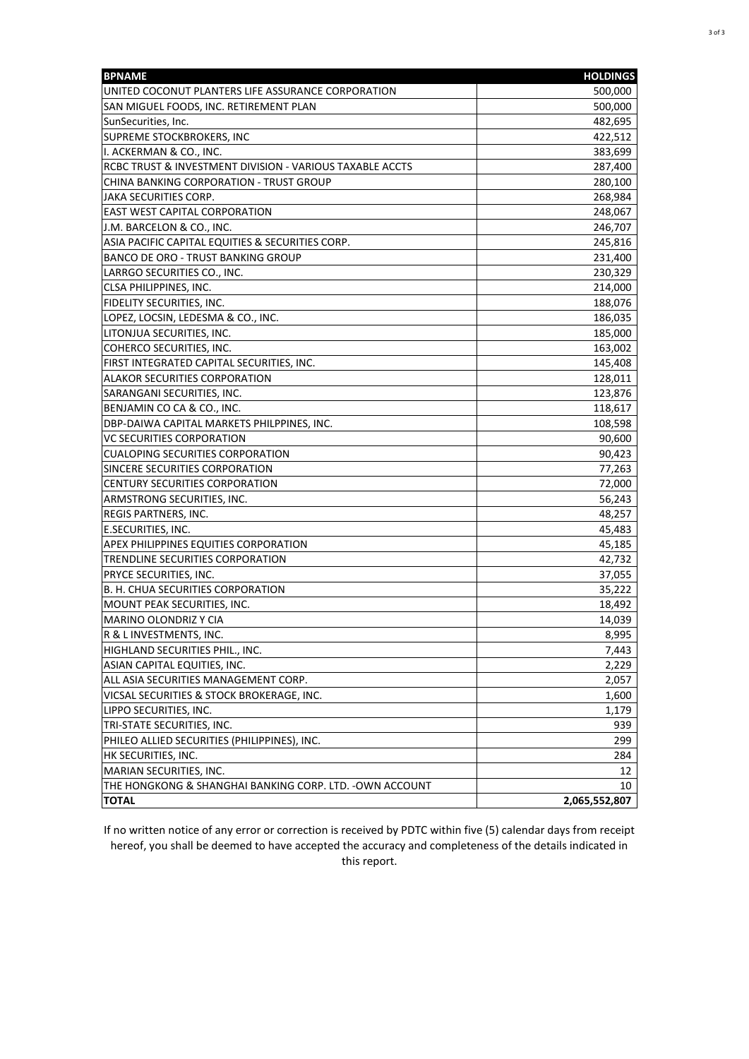| BPNAME | HOLDINGS |
|---|---|
| UNITED COCONUT PLANTERS LIFE ASSURANCE CORPORATION | 500,000 |
| SAN MIGUEL FOODS, INC. RETIREMENT PLAN | 500,000 |
| SunSecurities, Inc. | 482,695 |
| SUPREME STOCKBROKERS, INC | 422,512 |
| I. ACKERMAN & CO., INC. | 383,699 |
| RCBC TRUST & INVESTMENT DIVISION - VARIOUS TAXABLE ACCTS | 287,400 |
| CHINA BANKING CORPORATION - TRUST GROUP | 280,100 |
| JAKA SECURITIES CORP. | 268,984 |
| EAST WEST CAPITAL CORPORATION | 248,067 |
| J.M. BARCELON & CO., INC. | 246,707 |
| ASIA PACIFIC CAPITAL EQUITIES & SECURITIES CORP. | 245,816 |
| BANCO DE ORO - TRUST BANKING GROUP | 231,400 |
| LARRGO SECURITIES CO., INC. | 230,329 |
| CLSA PHILIPPINES, INC. | 214,000 |
| FIDELITY SECURITIES, INC. | 188,076 |
| LOPEZ, LOCSIN, LEDESMA & CO., INC. | 186,035 |
| LITONJUA SECURITIES, INC. | 185,000 |
| COHERCO SECURITIES, INC. | 163,002 |
| FIRST INTEGRATED CAPITAL SECURITIES, INC. | 145,408 |
| ALAKOR SECURITIES CORPORATION | 128,011 |
| SARANGANI SECURITIES, INC. | 123,876 |
| BENJAMIN CO CA & CO., INC. | 118,617 |
| DBP-DAIWA CAPITAL MARKETS PHILPPINES, INC. | 108,598 |
| VC SECURITIES CORPORATION | 90,600 |
| CUALOPING SECURITIES CORPORATION | 90,423 |
| SINCERE SECURITIES CORPORATION | 77,263 |
| CENTURY SECURITIES CORPORATION | 72,000 |
| ARMSTRONG SECURITIES, INC. | 56,243 |
| REGIS PARTNERS, INC. | 48,257 |
| E.SECURITIES, INC. | 45,483 |
| APEX PHILIPPINES EQUITIES CORPORATION | 45,185 |
| TRENDLINE SECURITIES CORPORATION | 42,732 |
| PRYCE SECURITIES, INC. | 37,055 |
| B. H. CHUA SECURITIES CORPORATION | 35,222 |
| MOUNT PEAK SECURITIES, INC. | 18,492 |
| MARINO OLONDRIZ Y CIA | 14,039 |
| R & L INVESTMENTS, INC. | 8,995 |
| HIGHLAND SECURITIES PHIL., INC. | 7,443 |
| ASIAN CAPITAL EQUITIES, INC. | 2,229 |
| ALL ASIA SECURITIES MANAGEMENT CORP. | 2,057 |
| VICSAL SECURITIES & STOCK BROKERAGE, INC. | 1,600 |
| LIPPO SECURITIES, INC. | 1,179 |
| TRI-STATE SECURITIES, INC. | 939 |
| PHILEO ALLIED SECURITIES (PHILIPPINES), INC. | 299 |
| HK SECURITIES, INC. | 284 |
| MARIAN SECURITIES, INC. | 12 |
| THE HONGKONG & SHANGHAI BANKING CORP. LTD. -OWN ACCOUNT | 10 |
| **TOTAL** | **2,065,552,807** |

If no written notice of any error or correction is received by PDTC within five (5) calendar days from receipt hereof, you shall be deemed to have accepted the accuracy and completeness of the details indicated in this report.